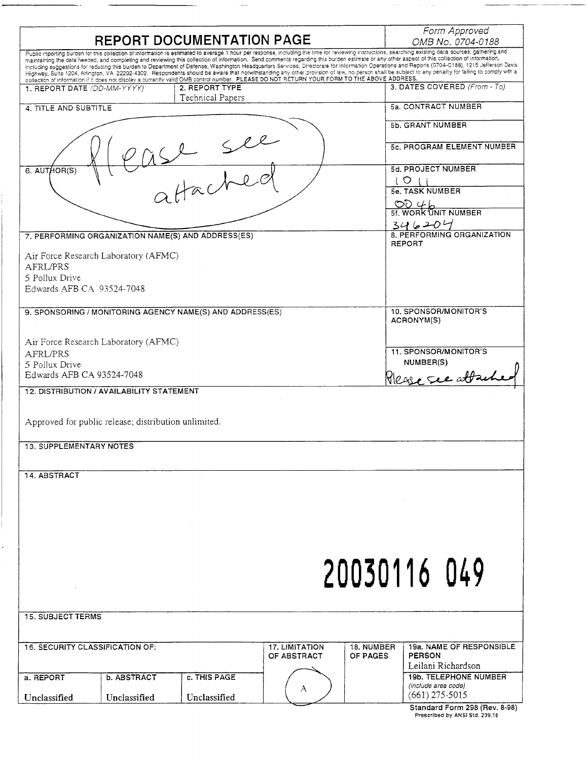# REPORT DOCUMENTATION PAGE

*Form Approved*
*OMB No. 0704-0188*

Public reporting burden for this collection of information is estimated to average 1 hour per response, including the time for reviewing instructions, searching existing data sources, gathering and maintaining the data needed, and completing and reviewing this collection of information. Send comments regarding this burden estimate or any other aspect of this collection of information, including suggestions for reducing this burden to Department of Defense, Washington Headquarters Services, Directorate for Information Operations and Reports (0704-0188), 1215 Jefferson Davis Highway, Suite 1204, Arlington, VA 22202-4302. Respondents should be aware that notwithstanding any other provision of law, no person shall be subject to any penalty for failing to comply with a collection of information if it does not display a currently valid OMB control number. PLEASE DO NOT RETURN YOUR FORM TO THE ABOVE ADDRESS.

| 1. REPORT DATE (*DD-MM-YYYY*) | 2. REPORT TYPE | 3. DATES COVERED (*From - To*) |
|---|---|---|
| | Technical Papers | |

**4. TITLE AND SUBTITLE**

Please see attached

**5a. CONTRACT NUMBER**

**5b. GRANT NUMBER**

**5c. PROGRAM ELEMENT NUMBER**

**6. AUTHOR(S)**

**5d. PROJECT NUMBER**
1011

**5e. TASK NUMBER**
0046

**5f. WORK UNIT NUMBER**
346204

**7. PERFORMING ORGANIZATION NAME(S) AND ADDRESS(ES)**

Air Force Research Laboratory (AFMC)
AFRL/PRS
5 Pollux Drive
Edwards AFB CA 93524-7048

**8. PERFORMING ORGANIZATION REPORT**

**9. SPONSORING / MONITORING AGENCY NAME(S) AND ADDRESS(ES)**

Air Force Research Laboratory (AFMC)
AFRL/PRS
5 Pollux Drive
Edwards AFB CA 93524-7048

**10. SPONSOR/MONITOR'S ACRONYM(S)**

**11. SPONSOR/MONITOR'S NUMBER(S)**
Please see attached

**12. DISTRIBUTION / AVAILABILITY STATEMENT**

Approved for public release; distribution unlimited.

**13. SUPPLEMENTARY NOTES**

**14. ABSTRACT**

20030116 049

**15. SUBJECT TERMS**

| 16. SECURITY CLASSIFICATION OF: | | | 17. LIMITATION OF ABSTRACT | 18. NUMBER OF PAGES | 19a. NAME OF RESPONSIBLE PERSON |
|---|---|---|---|---|---|
| | | | | | Leilani Richardson |
| a. REPORT | b. ABSTRACT | c. THIS PAGE | A | | 19b. TELEPHONE NUMBER (*include area code*) |
| Unclassified | Unclassified | Unclassified | | | (661) 275-5015 |

**Standard Form 298 (Rev. 8-98)**
Prescribed by ANSI Std. 239.18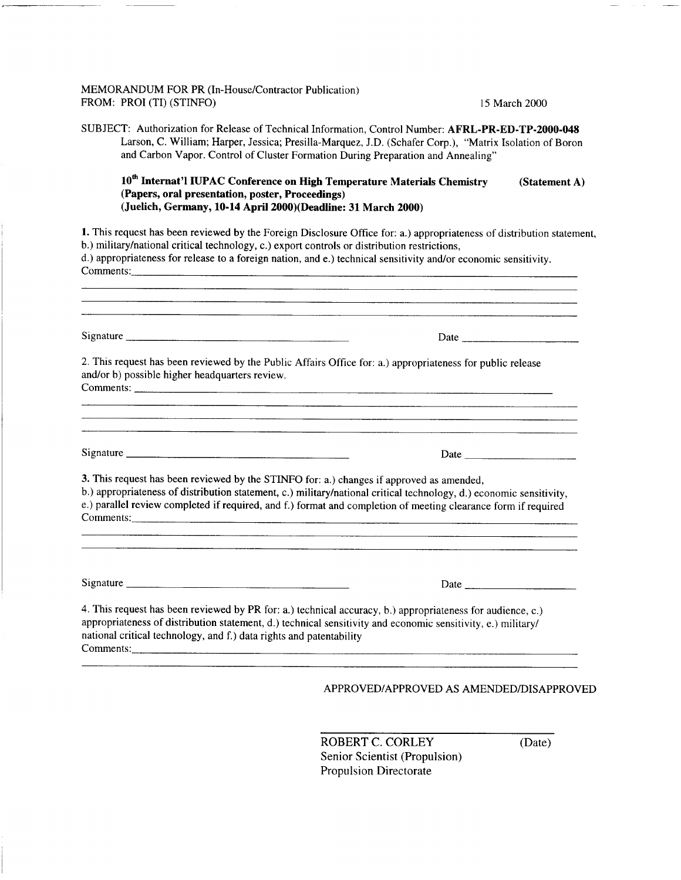MEMORANDUM FOR PR (In-House/Contractor Publication)
FROM: PROI (TI) (STINFO)

15 March 2000

SUBJECT: Authorization for Release of Technical Information, Control Number: **AFRL-PR-ED-TP-2000-048**
Larson, C. William; Harper, Jessica; Presilla-Marquez, J.D. (Schafer Corp.), "Matrix Isolation of Boron and Carbon Vapor. Control of Cluster Formation During Preparation and Annealing"

**10th Internat'l IUPAC Conference on High Temperature Materials Chemistry (Statement A)**
**(Papers, oral presentation, poster, Proceedings)**
**(Juelich, Germany, 10-14 April 2000)(Deadline: 31 March 2000)**

**1.** This request has been reviewed by the Foreign Disclosure Office for: a.) appropriateness of distribution statement, b.) military/national critical technology, c.) export controls or distribution restrictions, d.) appropriateness for release to a foreign nation, and e.) technical sensitivity and/or economic sensitivity.
Comments: \_\_\_\_\_\_\_\_\_\_\_\_\_\_\_\_\_\_\_\_\_\_\_\_\_\_\_\_\_\_\_\_\_\_\_\_\_\_\_\_

Signature \_\_\_\_\_\_\_\_\_\_\_\_\_\_\_\_\_\_\_\_\_\_\_\_ Date \_\_\_\_\_\_\_\_\_\_\_\_

2. This request has been reviewed by the Public Affairs Office for: a.) appropriateness for public release and/or b) possible higher headquarters review.
Comments: \_\_\_\_\_\_\_\_\_\_\_\_\_\_\_\_\_\_\_\_\_\_\_\_\_\_\_\_\_\_\_\_\_\_\_\_\_\_\_\_

Signature \_\_\_\_\_\_\_\_\_\_\_\_\_\_\_\_\_\_\_\_\_\_\_\_ Date \_\_\_\_\_\_\_\_\_\_\_\_

**3.** This request has been reviewed by the STINFO for: a.) changes if approved as amended, b.) appropriateness of distribution statement, c.) military/national critical technology, d.) economic sensitivity, e.) parallel review completed if required, and f.) format and completion of meeting clearance form if required
Comments: \_\_\_\_\_\_\_\_\_\_\_\_\_\_\_\_\_\_\_\_\_\_\_\_\_\_\_\_\_\_\_\_\_\_\_\_\_\_\_\_

Signature \_\_\_\_\_\_\_\_\_\_\_\_\_\_\_\_\_\_\_\_\_\_\_\_ Date \_\_\_\_\_\_\_\_\_\_\_\_

4. This request has been reviewed by PR for: a.) technical accuracy, b.) appropriateness for audience, c.) appropriateness of distribution statement, d.) technical sensitivity and economic sensitivity, e.) military/ national critical technology, and f.) data rights and patentability
Comments: \_\_\_\_\_\_\_\_\_\_\_\_\_\_\_\_\_\_\_\_\_\_\_\_\_\_\_\_\_\_\_\_\_\_\_\_\_\_\_\_

APPROVED/APPROVED AS AMENDED/DISAPPROVED

\_\_\_\_\_\_\_\_\_\_\_\_\_\_\_\_\_\_\_\_\_\_\_\_\_\_\_\_\_\_\_\_

ROBERT C. CORLEY (Date)
Senior Scientist (Propulsion)
Propulsion Directorate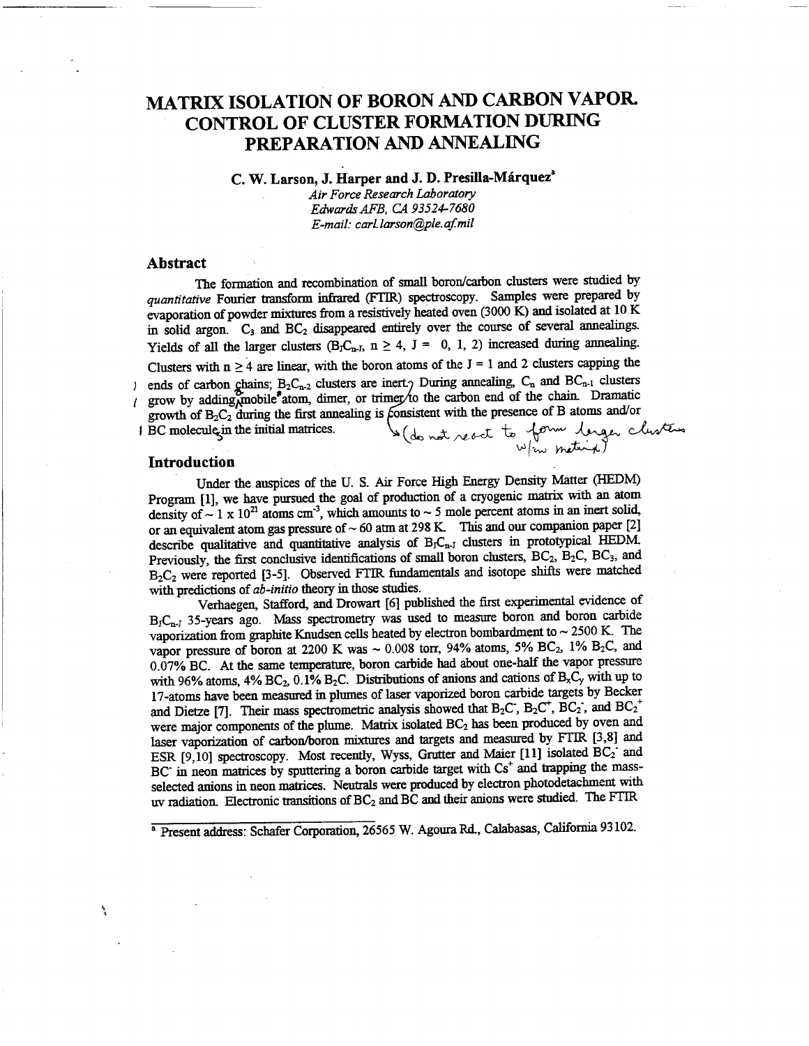# MATRIX ISOLATION OF BORON AND CARBON VAPOR. CONTROL OF CLUSTER FORMATION DURING PREPARATION AND ANNEALING

**C. W. Larson, J. Harper and J. D. Presilla-Márquez[a]**

*Air Force Research Laboratory*
*Edwards AFB, CA 93524-7680*
*E-mail: carl.larson@ple.af.mil*

## Abstract

The formation and recombination of small boron/carbon clusters were studied by *quantitative* Fourier transform infrared (FTIR) spectroscopy. Samples were prepared by evaporation of powder mixtures from a resistively heated oven (3000 K) and isolated at 10 K in solid argon. $C_3$ and $BC_2$ disappeared entirely over the course of several annealings. Yields of all the larger clusters ($B_JC_{n-J}$, $n \geq 4$, J = 0, 1, 2) increased during annealing. Clusters with $n \geq 4$ are linear, with the boron atoms of the J = 1 and 2 clusters capping the ends of carbon chains; $B_2C_{n-2}$ clusters are inert (do not react to form larger clusters w/in matrix). During annealing, $C_n$ and $BC_{n-1}$ clusters grow by adding a mobile atom, dimer, or trimer to the carbon end of the chain. Dramatic growth of $B_2C_2$ during the first annealing is consistent with the presence of B atoms and/or BC molecules in the initial matrices.

## Introduction

Under the auspices of the U. S. Air Force High Energy Density Matter (HEDM) Program [1], we have pursued the goal of production of a cryogenic matrix with an atom density of ~ 1 x $10^{21}$ atoms $cm^{-3}$, which amounts to ~ 5 mole percent atoms in an inert solid, or an equivalent atom gas pressure of ~ 60 atm at 298 K. This and our companion paper [2] describe qualitative and quantitative analysis of $B_JC_{n-J}$ clusters in prototypical HEDM. Previously, the first conclusive identifications of small boron clusters, $BC_2$, $B_2C$, $BC_3$, and $B_2C_2$ were reported [3-5]. Observed FTIR fundamentals and isotope shifts were matched with predictions of *ab-initio* theory in those studies.

Verhaegen, Stafford, and Drowart [6] published the first experimental evidence of $B_JC_{n-J}$ 35-years ago. Mass spectrometry was used to measure boron and boron carbide vaporization from graphite Knudsen cells heated by electron bombardment to ~ 2500 K. The vapor pressure of boron at 2200 K was ~ 0.008 torr, 94% atoms, 5% $BC_2$, 1% $B_2C$, and 0.07% BC. At the same temperature, boron carbide had about one-half the vapor pressure with 96% atoms, 4% $BC_2$, 0.1% $B_2C$. Distributions of anions and cations of $B_xC_y$ with up to 17-atoms have been measured in plumes of laser vaporized boron carbide targets by Becker and Dietze [7]. Their mass spectrometric analysis showed that $B_2C^-$, $B_2C^+$, $BC_2^-$, and $BC_2^+$ were major components of the plume. Matrix isolated $BC_2$ has been produced by oven and laser vaporization of carbon/boron mixtures and targets and measured by FTIR [3,8] and ESR [9,10] spectroscopy. Most recently, Wyss, Grutter and Maier [11] isolated $BC_2^-$ and $BC^-$ in neon matrices by sputtering a boron carbide target with $Cs^+$ and trapping the mass-selected anions in neon matrices. Neutrals were produced by electron photodetachment with uv radiation. Electronic transitions of $BC_2$ and BC and their anions were studied. The FTIR

[a] Present address: Schafer Corporation, 26565 W. Agoura Rd., Calabasas, California 93102.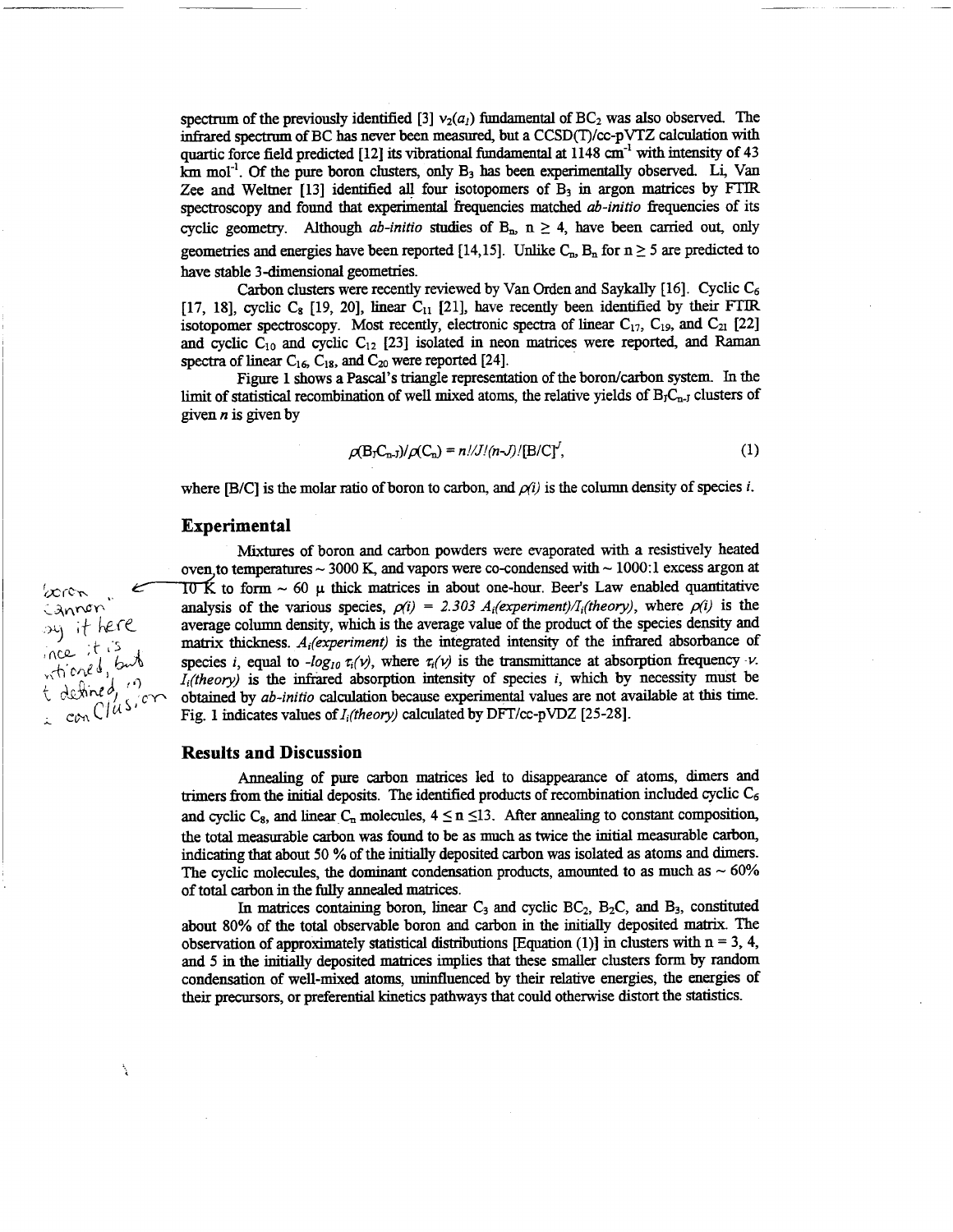spectrum of the previously identified [3] $\nu_2(a_1)$ fundamental of $BC_2$ was also observed. The infrared spectrum of BC has never been measured, but a CCSD(T)/cc-pVTZ calculation with quartic force field predicted [12] its vibrational fundamental at 1148 $cm^{-1}$ with intensity of 43 km $mol^{-1}$. Of the pure boron clusters, only $B_3$ has been experimentally observed. Li, Van Zee and Weltner [13] identified all four isotopomers of $B_3$ in argon matrices by FTIR spectroscopy and found that experimental frequencies matched *ab-initio* frequencies of its cyclic geometry. Although *ab-initio* studies of $B_n$, $n \geq 4$, have been carried out, only geometries and energies have been reported [14,15]. Unlike $C_n$, $B_n$ for $n \geq 5$ are predicted to have stable 3-dimensional geometries.

Carbon clusters were recently reviewed by Van Orden and Saykally [16]. Cyclic $C_6$ [17, 18], cyclic $C_8$ [19, 20], linear $C_{11}$ [21], have recently been identified by their FTIR isotopomer spectroscopy. Most recently, electronic spectra of linear $C_{17}$, $C_{19}$, and $C_{21}$ [22] and cyclic $C_{10}$ and cyclic $C_{12}$ [23] isolated in neon matrices were reported, and Raman spectra of linear $C_{16}$, $C_{18}$, and $C_{20}$ were reported [24].

Figure 1 shows a Pascal's triangle representation of the boron/carbon system. In the limit of statistical recombination of well mixed atoms, the relative yields of $B_JC_{n-J}$ clusters of given *n* is given by

$$\rho(B_JC_{n-J})/\rho(C_n) = n!/J!(n-J)![B/C]^J, \tag{1}$$

where [B/C] is the molar ratio of boron to carbon, and $\rho(i)$ is the column density of species *i*.

## Experimental

Mixtures of boron and carbon powders were evaporated with a resistively heated oven, to temperatures ~ 3000 K, and vapors were co-condensed with ~ 1000:1 excess argon at 10 K to form ~ 60 μ thick matrices in about one-hour. Beer's Law enabled quantitative analysis of the various species, $\rho(i) = 2.303\ A_i(experiment)/I_i(theory)$, where $\rho(i)$ is the average column density, which is the average value of the product of the species density and matrix thickness. $A_i(experiment)$ is the integrated intensity of the infrared absorbance of species *i*, equal to $-log_{10}\ \tau_i(\nu)$, where $\tau_i(\nu)$ is the transmittance at absorption frequency $\nu$. $I_i(theory)$ is the infrared absorption intensity of species *i*, which by necessity must be obtained by *ab-initio* calculation because experimental values are not available at this time. Fig. 1 indicates values of $I_i(theory)$ calculated by DFT/cc-pVDZ [25-28].

## Results and Discussion

Annealing of pure carbon matrices led to disappearance of atoms, dimers and trimers from the initial deposits. The identified products of recombination included cyclic $C_6$ and cyclic $C_8$, and linear $C_n$ molecules, $4 \leq n \leq 13$. After annealing to constant composition, the total measurable carbon was found to be as much as twice the initial measurable carbon, indicating that about 50 % of the initially deposited carbon was isolated as atoms and dimers. The cyclic molecules, the dominant condensation products, amounted to as much as ~ 60% of total carbon in the fully annealed matrices.

In matrices containing boron, linear $C_3$ and cyclic $BC_2$, $B_2C$, and $B_3$, constituted about 80% of the total observable boron and carbon in the initially deposited matrix. The observation of approximately statistical distributions [Equation (1)] in clusters with n = 3, 4, and 5 in the initially deposited matrices implies that these smaller clusters form by random condensation of well-mixed atoms, uninfluenced by their relative energies, the energies of their precursors, or preferential kinetics pathways that could otherwise distort the statistics.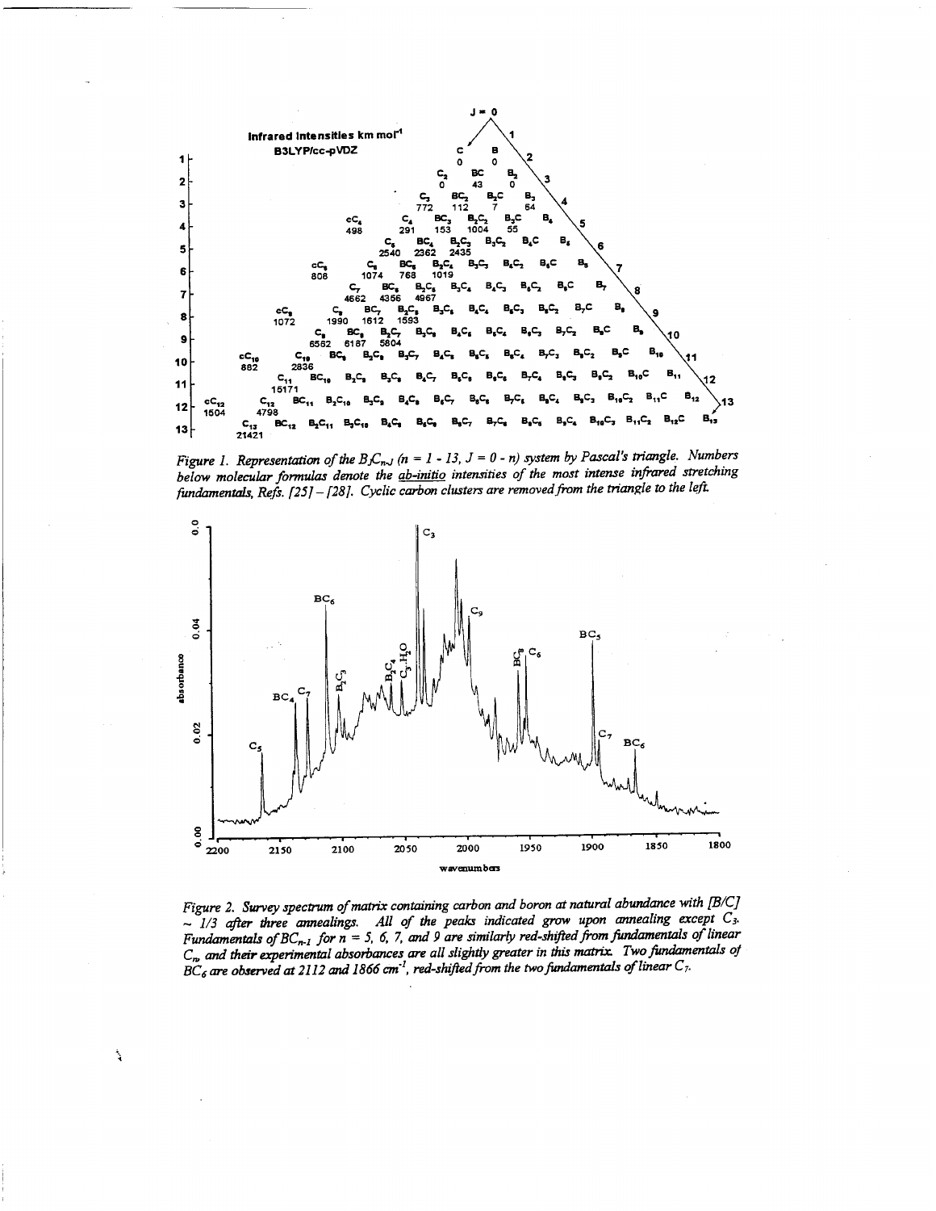*Figure 1. Representation of the $B_JC_{n-J}$ ($n$ = 1 - 13, $J$ = 0 - $n$) system by Pascal's triangle. Numbers below molecular formulas denote the ab-initio intensities of the most intense infrared stretching fundamentals, Refs. [25] – [28]. Cyclic carbon clusters are removed from the triangle to the left.*

*Figure 2. Survey spectrum of matrix containing carbon and boron at natural abundance with [B/C] ~ 1/3 after three annealings. All of the peaks indicated grow upon annealing except $C_3$. Fundamentals of $BC_{n-1}$ for n = 5, 6, 7, and 9 are similarly red-shifted from fundamentals of linear $C_n$, and their experimental absorbances are all slightly greater in this matrix. Two fundamentals of $BC_6$ are observed at 2112 and 1866 $cm^{-1}$, red-shifted from the two fundamentals of linear $C_7$.*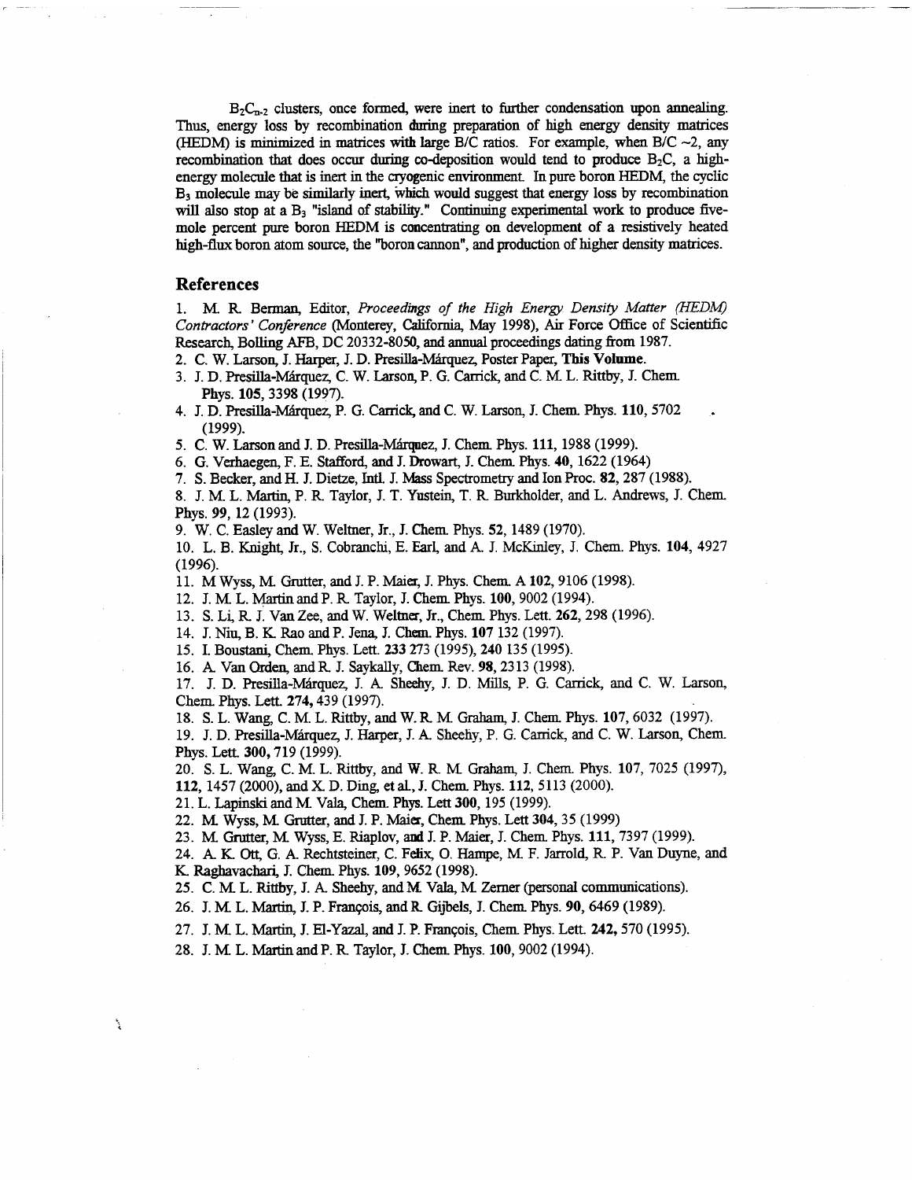$B_2C_{n-2}$ clusters, once formed, were inert to further condensation upon annealing. Thus, energy loss by recombination during preparation of high energy density matrices (HEDM) is minimized in matrices with large B/C ratios. For example, when B/C ~2, any recombination that does occur during co-deposition would tend to produce $B_2C$, a high-energy molecule that is inert in the cryogenic environment. In pure boron HEDM, the cyclic $B_3$ molecule may be similarly inert, which would suggest that energy loss by recombination will also stop at a $B_3$ "island of stability." Continuing experimental work to produce five-mole percent pure boron HEDM is concentrating on development of a resistively heated high-flux boron atom source, the "boron cannon", and production of higher density matrices.

## References

1. M. R. Berman, Editor, *Proceedings of the High Energy Density Matter (HEDM) Contractors' Conference* (Monterey, California, May 1998), Air Force Office of Scientific Research, Bolling AFB, DC 20332-8050, and annual proceedings dating from 1987.
2. C. W. Larson, J. Harper, J. D. Presilla-Márquez, Poster Paper, **This Volume**.
3. J. D. Presilla-Márquez, C. W. Larson, P. G. Carrick, and C. M. L. Rittby, J. Chem. Phys. **105**, 3398 (1997).
4. J. D. Presilla-Márquez, P. G. Carrick, and C. W. Larson, J. Chem. Phys. **110**, 5702 (1999).
5. C. W. Larson and J. D. Presilla-Márquez, J. Chem. Phys. **111**, 1988 (1999).
6. G. Verhaegen, F. E. Stafford, and J. Drowart, J. Chem. Phys. **40**, 1622 (1964)
7. S. Becker, and H. J. Dietze, Intl. J. Mass Spectrometry and Ion Proc. **82**, 287 (1988).
8. J. M. L. Martin, P. R. Taylor, J. T. Yustein, T. R. Burkholder, and L. Andrews, J. Chem. Phys. **99**, 12 (1993).
9. W. C. Easley and W. Weltner, Jr., J. Chem. Phys. **52**, 1489 (1970).
10. L. B. Knight, Jr., S. Cobranchi, E. Earl, and A. J. McKinley, J. Chem. Phys. **104**, 4927 (1996).
11. M Wyss, M. Grutter, and J. P. Maier, J. Phys. Chem. A **102**, 9106 (1998).
12. J. M. L. Martin and P. R. Taylor, J. Chem. Phys. **100**, 9002 (1994).
13. S. Li, R. J. Van Zee, and W. Weltner, Jr., Chem. Phys. Lett. **262**, 298 (1996).
14. J. Niu, B. K. Rao and P. Jena, J. Chem. Phys. **107** 132 (1997).
15. I. Boustani, Chem. Phys. Lett. **233** 273 (1995), **240** 135 (1995).
16. A. Van Orden, and R. J. Saykally, Chem. Rev. **98**, 2313 (1998).
17. J. D. Presilla-Márquez, J. A. Sheehy, J. D. Mills, P. G. Carrick, and C. W. Larson, Chem. Phys. Lett. **274,** 439 (1997).
18. S. L. Wang, C. M. L. Rittby, and W. R. M. Graham, J. Chem. Phys. **107**, 6032 (1997).
19. J. D. Presilla-Márquez, J. Harper, J. A. Sheehy, P. G. Carrick, and C. W. Larson, Chem. Phys. Lett. **300,** 719 (1999).
20. S. L. Wang, C. M. L. Rittby, and W. R. M. Graham, J. Chem. Phys. **107**, 7025 (1997), **112**, 1457 (2000), and X. D. Ding, et al., J. Chem. Phys. **112**, 5113 (2000).
21. L. Lapinski and M. Vala, Chem. Phys. Lett **300**, 195 (1999).
22. M. Wyss, M. Grutter, and J. P. Maier, Chem. Phys. Lett **304**, 35 (1999)
23. M. Grutter, M. Wyss, E. Riaplov, and J. P. Maier, J. Chem. Phys. **111**, 7397 (1999).
24. A. K. Ott, G. A. Rechtsteiner, C. Felix, O. Hampe, M. F. Jarrold, R. P. Van Duyne, and K. Raghavachari, J. Chem. Phys. **109**, 9652 (1998).
25. C. M. L. Rittby, J. A. Sheehy, and M. Vala, M. Zerner (personal communications).
26. J. M. L. Martin, J. P. François, and R. Gijbels, J. Chem. Phys. **90**, 6469 (1989).
27. J. M. L. Martin, J. El-Yazal, and J. P. François, Chem. Phys. Lett. **242,** 570 (1995).
28. J. M. L. Martin and P. R. Taylor, J. Chem. Phys. **100**, 9002 (1994).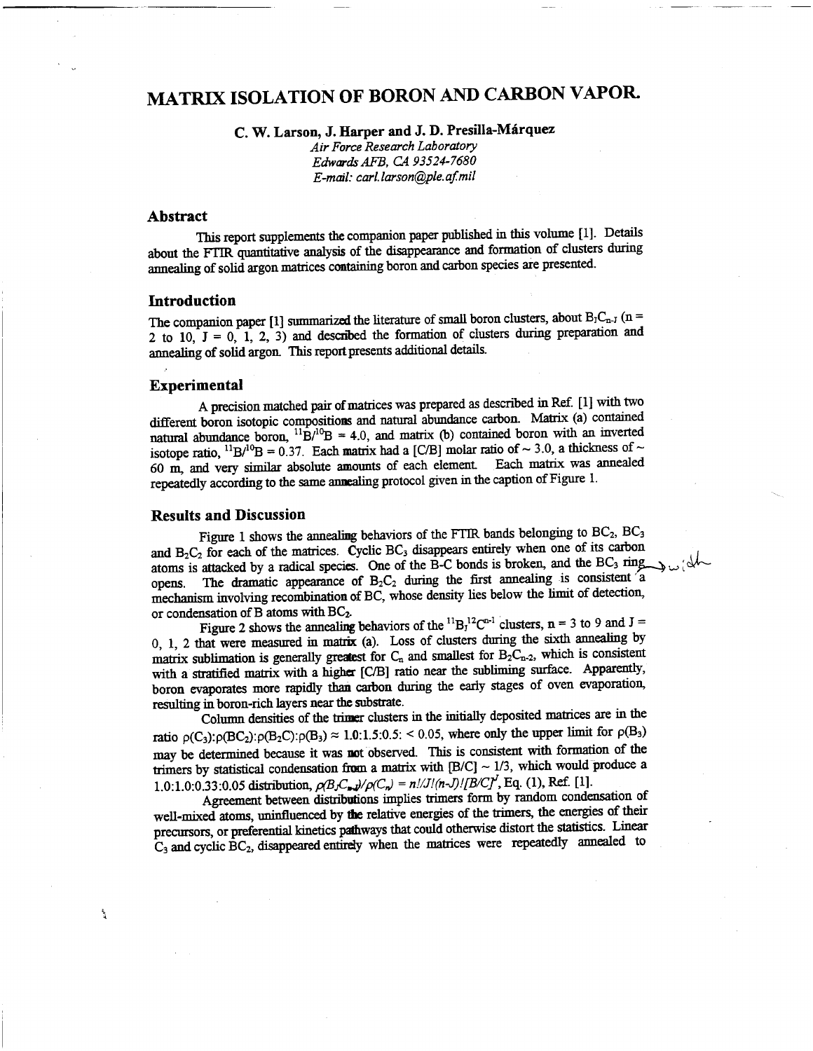# MATRIX ISOLATION OF BORON AND CARBON VAPOR.

**C. W. Larson, J. Harper and J. D. Presilla-Márquez**

*Air Force Research Laboratory*
*Edwards AFB, CA 93524-7680*
*E-mail: carl.larson@ple.af.mil*

## Abstract

This report supplements the companion paper published in this volume [1]. Details about the FTIR quantitative analysis of the disappearance and formation of clusters during annealing of solid argon matrices containing boron and carbon species are presented.

## Introduction

The companion paper [1] summarized the literature of small boron clusters, about $B_JC_{n-J}$ (n = 2 to 10, J = 0, 1, 2, 3) and described the formation of clusters during preparation and annealing of solid argon. This report presents additional details.

## Experimental

A precision matched pair of matrices was prepared as described in Ref. [1] with two different boron isotopic compositions and natural abundance carbon. Matrix (a) contained natural abundance boron, $^{11}B/^{10}B$ = 4.0, and matrix (b) contained boron with an inverted isotope ratio, $^{11}B/^{10}B$ = 0.37. Each matrix had a [C/B] molar ratio of ~ 3.0, a thickness of ~ 60 m, and very similar absolute amounts of each element. Each matrix was annealed repeatedly according to the same annealing protocol given in the caption of Figure 1.

## Results and Discussion

Figure 1 shows the annealing behaviors of the FTIR bands belonging to $BC_2$, $BC_3$ and $B_2C_2$ for each of the matrices. Cyclic $BC_3$ disappears entirely when one of its carbon atoms is attacked by a radical species. One of the B-C bonds is broken, and the $BC_3$ ring opens. The dramatic appearance of $B_2C_2$ during the first annealing is consistent a mechanism involving recombination of BC, whose density lies below the limit of detection, or condensation of B atoms with $BC_2$.

Figure 2 shows the annealing behaviors of the $^{11}B_J{}^{12}C^{n-J}$ clusters, n = 3 to 9 and J = 0, 1, 2 that were measured in matrix (a). Loss of clusters during the sixth annealing by matrix sublimation is generally greatest for $C_n$ and smallest for $B_2C_{n-2}$, which is consistent with a stratified matrix with a higher [C/B] ratio near the subliming surface. Apparently, boron evaporates more rapidly than carbon during the early stages of oven evaporation, resulting in boron-rich layers near the substrate.

Column densities of the trimer clusters in the initially deposited matrices are in the ratio $\rho(C_3):\rho(BC_2):\rho(B_2C):\rho(B_3) \approx 1.0:1.5:0.5: < 0.05$, where only the upper limit for $\rho(B_3)$ may be determined because it was not observed. This is consistent with formation of the trimers by statistical condensation from a matrix with [B/C] ~ 1/3, which would produce a 1.0:1.0:0.33:0.05 distribution, $\rho(B_JC_{n-J})/\rho(C_n) = n!/J!(n-J)![B/C]^J$, Eq. (1), Ref. [1].

Agreement between distributions implies trimers form by random condensation of well-mixed atoms, uninfluenced by the relative energies of the trimers, the energies of their precursors, or preferential kinetics pathways that could otherwise distort the statistics. Linear $C_3$ and cyclic $BC_2$, disappeared entirely when the matrices were repeatedly annealed to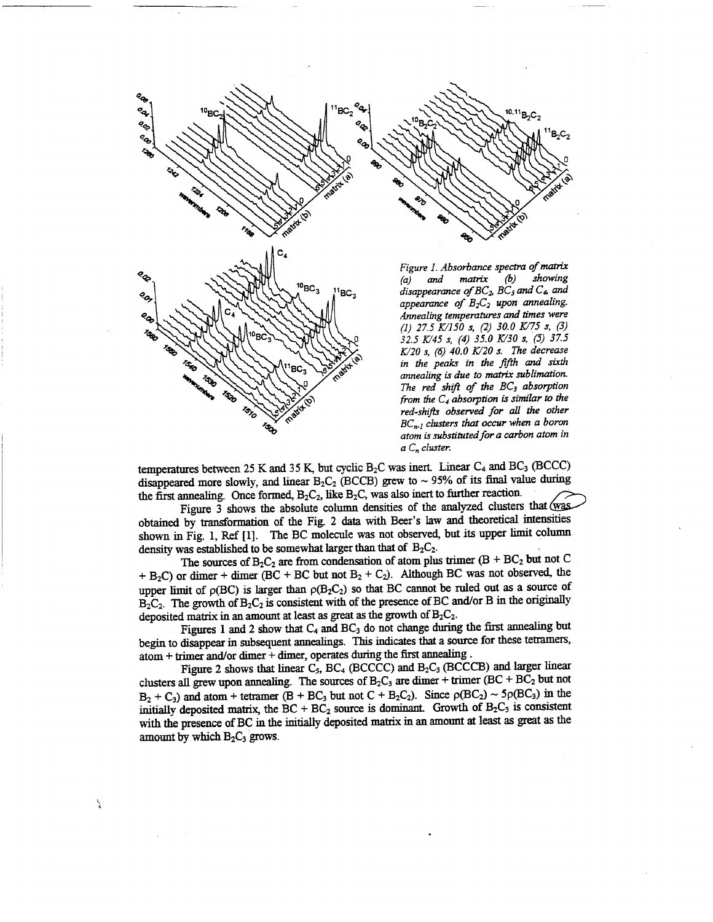*Figure 1. Absorbance spectra of matrix (a) and matrix (b) showing disappearance of $BC_2$, $BC_3$ and $C_4$, and appearance of $B_2C_2$ upon annealing. Annealing temperatures and times were (1) 27.5 K/150 s, (2) 30.0 K/75 s, (3) 32.5 K/45 s, (4) 35.0 K/30 s, (5) 37.5 K/20 s, (6) 40.0 K/20 s. The decrease in the peaks in the fifth and sixth annealing is due to matrix sublimation. The red shift of the $BC_3$ absorption from the $C_4$ absorption is similar to the red-shifts observed for all the other $BC_{n-1}$ clusters that occur when a boron atom is substituted for a carbon atom in a $C_n$ cluster.*

temperatures between 25 K and 35 K, but cyclic $B_2C$ was inert. Linear $C_4$ and $BC_3$ (BCCC) disappeared more slowly, and linear $B_2C_2$ (BCCB) grew to ~ 95% of its final value during the first annealing. Once formed, $B_2C_2$, like $B_2C$, was also inert to further reaction.

Figure 3 shows the absolute column densities of the analyzed clusters that was obtained by transformation of the Fig. 2 data with Beer's law and theoretical intensities shown in Fig. 1, Ref [1]. The BC molecule was not observed, but its upper limit column density was established to be somewhat larger than that of $B_2C_2$.

The sources of $B_2C_2$ are from condensation of atom plus trimer (B + $BC_2$ but not C + $B_2C$) or dimer + dimer (BC + BC but not $B_2$ + $C_2$). Although BC was not observed, the upper limit of $\rho$(BC) is larger than $\rho(B_2C_2)$ so that BC cannot be ruled out as a source of $B_2C_2$. The growth of $B_2C_2$ is consistent with of the presence of BC and/or B in the originally deposited matrix in an amount at least as great as the growth of $B_2C_2$.

Figures 1 and 2 show that $C_4$ and $BC_3$ do not change during the first annealing but begin to disappear in subsequent annealings. This indicates that a source for these tetramers, atom + trimer and/or dimer + dimer, operates during the first annealing.

Figure 2 shows that linear $C_5$, $BC_4$ (BCCCC) and $B_2C_3$ (BCCCB) and larger linear clusters all grew upon annealing. The sources of $B_2C_3$ are dimer + trimer (BC + $BC_2$ but not $B_2$ + $C_3$) and atom + tetramer (B + $BC_3$ but not C + $B_2C_2$). Since $\rho(BC_2) \sim 5\rho(BC_3)$ in the initially deposited matrix, the BC + $BC_2$ source is dominant. Growth of $B_2C_3$ is consistent with the presence of BC in the initially deposited matrix in an amount at least as great as the amount by which $B_2C_3$ grows.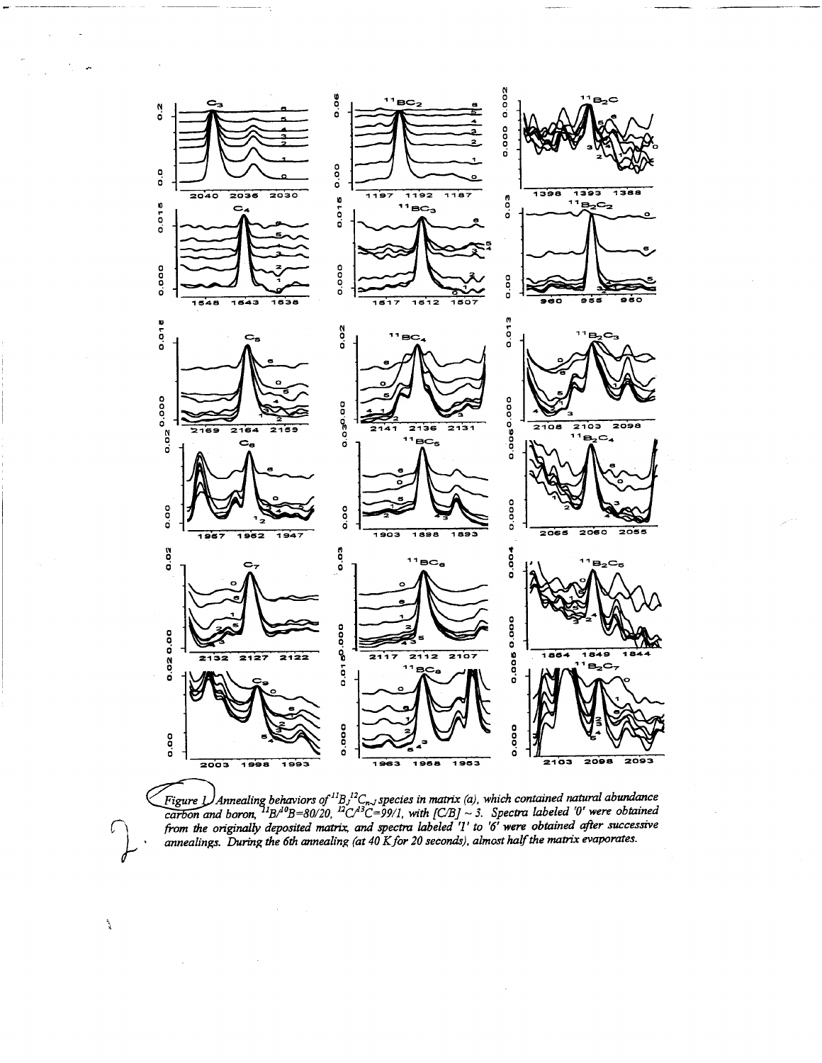Figure 1. Annealing behaviors of $^{11}B_J{}^{12}C_{n-J}$ species in matrix (a), which contained natural abundance carbon and boron, $^{11}B/^{10}B=80/20$, $^{12}C/^{13}C=99/1$, with $[C/B] \sim 3$. Spectra labeled '0' were obtained from the originally deposited matrix, and spectra labeled '1' to '6' were obtained after successive annealings. During the 6th annealing (at 40 K for 20 seconds), almost half the matrix evaporates.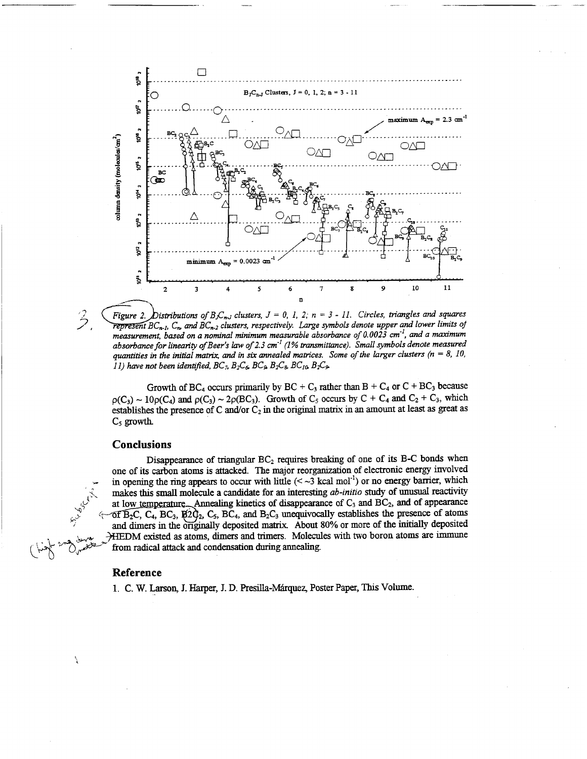$B_JC_{n-J}$ Clusters, J = 0, 1, 2; n = 3 - 11

maximum $A_{exp}$ = 2.3 $cm^{-1}$

minimum $A_{exp}$ = 0.0023 $cm^{-1}$

column density (molecules/$cm^2$)

$10^{11}$ $10^{12}$ $10^{13}$ $10^{14}$ $10^{15}$ $10^{16}$ $10^{17}$ $10^{18}$

n

2 3 4 5 6 7 8 9 10 11

*Figure 2. Distributions of $B_JC_{n-J}$ clusters, J = 0, 1, 2; n = 3 - 11. Circles, triangles and squares represent $BC_{n-1}$, $C_n$, and $BC_{n-2}$ clusters, respectively. Large symbols denote upper and lower limits of measurement, based on a nominal minimum measurable absorbance of 0.0023 $cm^{-1}$, and a maximum absorbance for linearity of Beer's law of 2.3 $cm^{-1}$ (1% transmittance). Small symbols denote measured quantities in the initial matrix, and in six annealed matrices. Some of the larger clusters (n = 8, 10, 11) have not been identified, $BC_7$, $B_2C_6$, $BC_9$, $B_2C_8$, $BC_{10}$, $B_2C_9$.*

Growth of $BC_4$ occurs primarily by BC + $C_3$ rather than B + $C_4$ or C + $BC_3$ because $\rho(C_3) \sim 10\rho(C_4)$ and $\rho(C_3) \sim 2\rho(BC_3)$. Growth of $C_5$ occurs by C + $C_4$ and $C_2$ + $C_3$, which establishes the presence of C and/or $C_2$ in the original matrix in an amount at least as great as $C_5$ growth.

## Conclusions

Disappearance of triangular $BC_2$ requires breaking of one of its B-C bonds when one of its carbon atoms is attacked. The major reorganization of electronic energy involved in opening the ring appears to occur with little (< ~3 kcal $mol^{-1}$) or no energy barrier, which makes this small molecule a candidate for an interesting *ab-initio* study of unusual reactivity at low temperature. Annealing kinetics of disappearance of $C_3$ and $BC_2$, and of appearance of $B_2C$, $C_4$, $BC_3$, $B_2C_2$, $C_5$, $BC_4$, and $B_2C_3$ unequivocally establishes the presence of atoms and dimers in the originally deposited matrix. About 80% or more of the initially deposited HEDM existed as atoms, dimers and trimers. Molecules with two boron atoms are immune from radical attack and condensation during annealing.

## Reference

1. C. W. Larson, J. Harper, J. D. Presilla-Márquez, Poster Paper, This Volume.